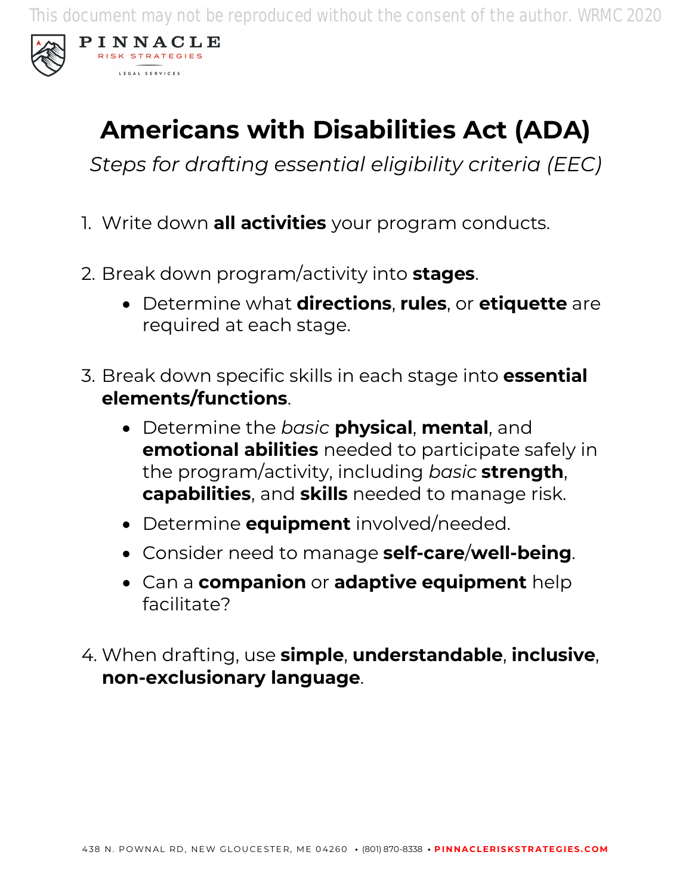# Americans with Disabilities Act (ADA)

*Steps for drafting essential eligibility criteria (EEC)*

1. Write down **all activities** your program conducts.

2. Break down program/activity into **stages**.
   - Determine what **directions**, **rules**, or **etiquette** are required at each stage.

3. Break down specific skills in each stage into **essential elements/functions**.
   - Determine the *basic* **physical**, **mental**, and **emotional abilities** needed to participate safely in the program/activity, including *basic* **strength**, **capabilities**, and **skills** needed to manage risk.
   - Determine **equipment** involved/needed.
   - Consider need to manage **self-care**/**well-being**.
   - Can a **companion** or **adaptive equipment** help facilitate?

4. When drafting, use **simple**, **understandable**, **inclusive**, **non-exclusionary language**.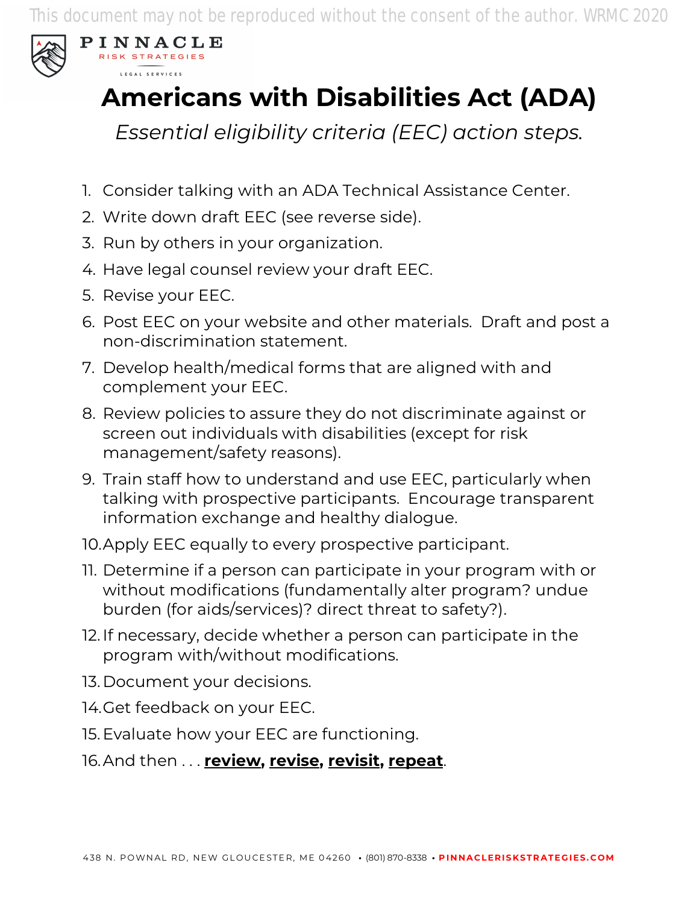# Americans with Disabilities Act (ADA)

*Essential eligibility criteria (EEC) action steps.*

1. Consider talking with an ADA Technical Assistance Center.
2. Write down draft EEC (see reverse side).
3. Run by others in your organization.
4. Have legal counsel review your draft EEC.
5. Revise your EEC.
6. Post EEC on your website and other materials. Draft and post a non-discrimination statement.
7. Develop health/medical forms that are aligned with and complement your EEC.
8. Review policies to assure they do not discriminate against or screen out individuals with disabilities (except for risk management/safety reasons).
9. Train staff how to understand and use EEC, particularly when talking with prospective participants. Encourage transparent information exchange and healthy dialogue.
10. Apply EEC equally to every prospective participant.
11. Determine if a person can participate in your program with or without modifications (fundamentally alter program? undue burden (for aids/services)? direct threat to safety?).
12. If necessary, decide whether a person can participate in the program with/without modifications.
13. Document your decisions.
14. Get feedback on your EEC.
15. Evaluate how your EEC are functioning.
16. And then . . . **review**, **revise**, **revisit**, **repeat**.